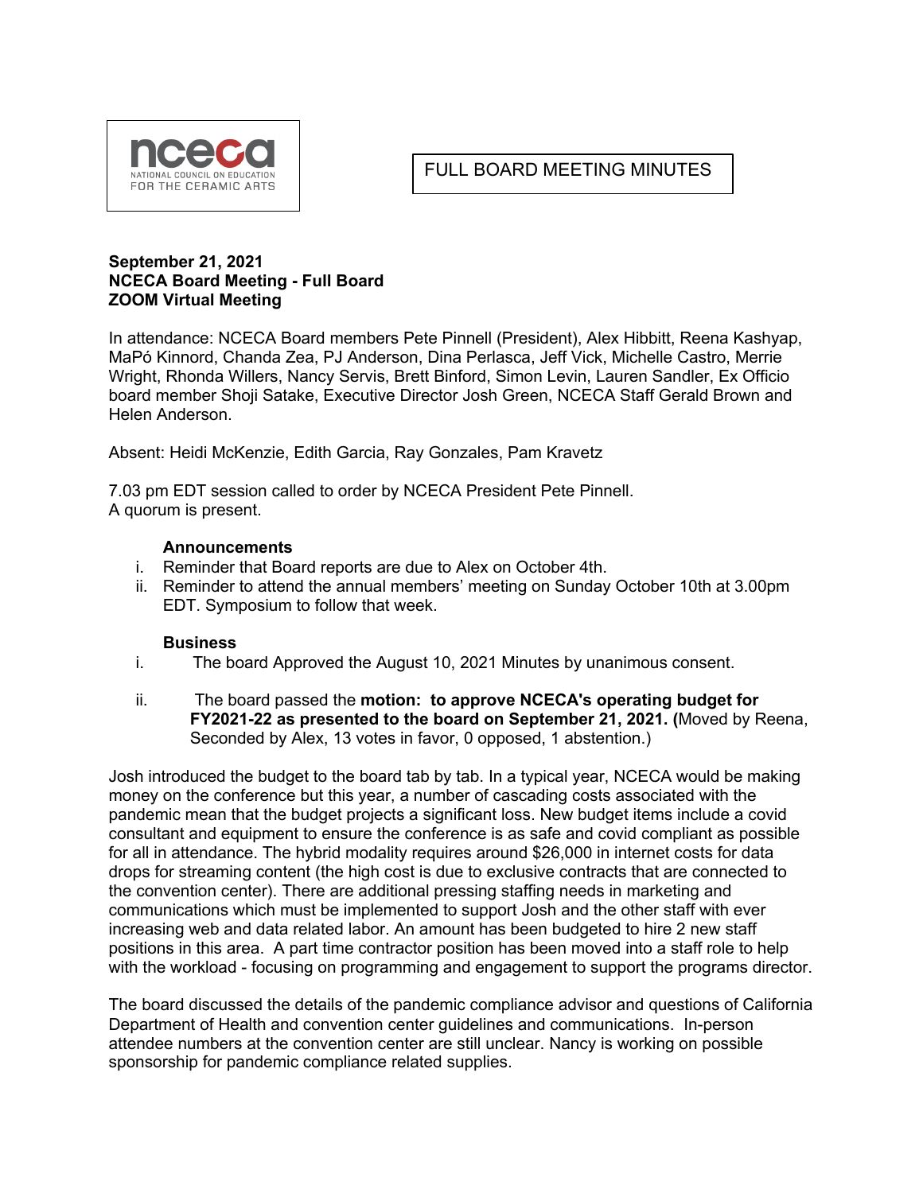nceca
NATIONAL COUNCIL ON EDUCATION
FOR THE CERAMIC ARTS

# FULL BOARD MEETING MINUTES

**September 21, 2021**
**NCECA Board Meeting - Full Board**
**ZOOM Virtual Meeting**

In attendance: NCECA Board members Pete Pinnell (President), Alex Hibbitt, Reena Kashyap, MaPó Kinnord, Chanda Zea, PJ Anderson, Dina Perlasca, Jeff Vick, Michelle Castro, Merrie Wright, Rhonda Willers, Nancy Servis, Brett Binford, Simon Levin, Lauren Sandler, Ex Officio board member Shoji Satake, Executive Director Josh Green, NCECA Staff Gerald Brown and Helen Anderson.

Absent: Heidi McKenzie, Edith Garcia, Ray Gonzales, Pam Kravetz

7.03 pm EDT session called to order by NCECA President Pete Pinnell.
A quorum is present.

**Announcements**

i. Reminder that Board reports are due to Alex on October 4th.
ii. Reminder to attend the annual members' meeting on Sunday October 10th at 3.00pm EDT. Symposium to follow that week.

**Business**

i. The board Approved the August 10, 2021 Minutes by unanimous consent.

ii. The board passed the **motion: to approve NCECA's operating budget for FY2021-22 as presented to the board on September 21, 2021. (**Moved by Reena, Seconded by Alex, 13 votes in favor, 0 opposed, 1 abstention.)

Josh introduced the budget to the board tab by tab. In a typical year, NCECA would be making money on the conference but this year, a number of cascading costs associated with the pandemic mean that the budget projects a significant loss. New budget items include a covid consultant and equipment to ensure the conference is as safe and covid compliant as possible for all in attendance. The hybrid modality requires around $26,000 in internet costs for data drops for streaming content (the high cost is due to exclusive contracts that are connected to the convention center). There are additional pressing staffing needs in marketing and communications which must be implemented to support Josh and the other staff with ever increasing web and data related labor. An amount has been budgeted to hire 2 new staff positions in this area. A part time contractor position has been moved into a staff role to help with the workload - focusing on programming and engagement to support the programs director.

The board discussed the details of the pandemic compliance advisor and questions of California Department of Health and convention center guidelines and communications. In-person attendee numbers at the convention center are still unclear. Nancy is working on possible sponsorship for pandemic compliance related supplies.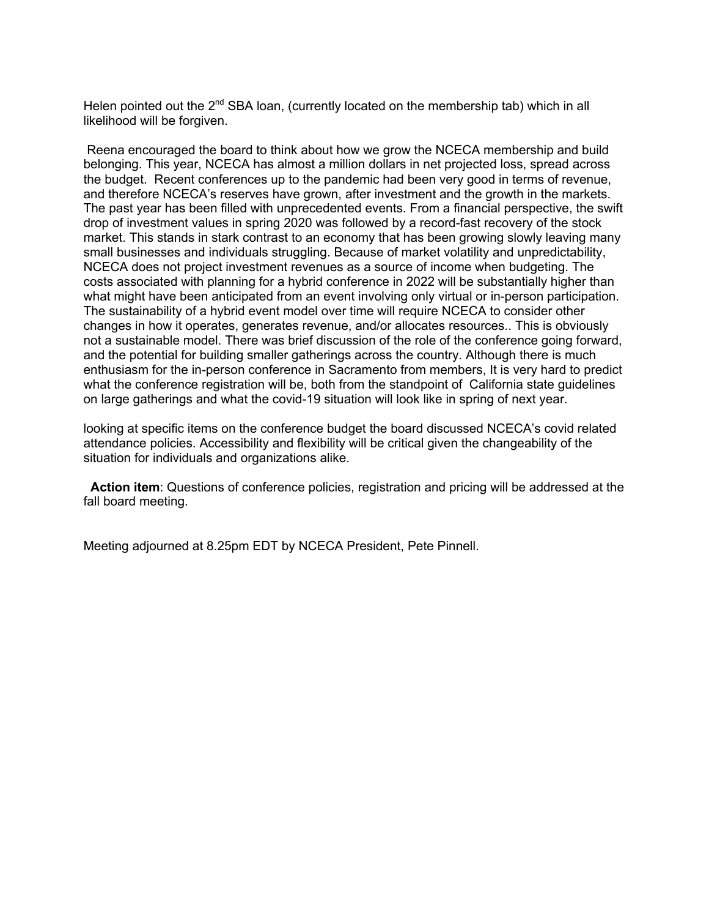Helen pointed out the 2nd SBA loan, (currently located on the membership tab) which in all likelihood will be forgiven.

Reena encouraged the board to think about how we grow the NCECA membership and build belonging. This year, NCECA has almost a million dollars in net projected loss, spread across the budget. Recent conferences up to the pandemic had been very good in terms of revenue, and therefore NCECA's reserves have grown, after investment and the growth in the markets. The past year has been filled with unprecedented events. From a financial perspective, the swift drop of investment values in spring 2020 was followed by a record-fast recovery of the stock market. This stands in stark contrast to an economy that has been growing slowly leaving many small businesses and individuals struggling. Because of market volatility and unpredictability, NCECA does not project investment revenues as a source of income when budgeting. The costs associated with planning for a hybrid conference in 2022 will be substantially higher than what might have been anticipated from an event involving only virtual or in-person participation. The sustainability of a hybrid event model over time will require NCECA to consider other changes in how it operates, generates revenue, and/or allocates resources.. This is obviously not a sustainable model. There was brief discussion of the role of the conference going forward, and the potential for building smaller gatherings across the country. Although there is much enthusiasm for the in-person conference in Sacramento from members, It is very hard to predict what the conference registration will be, both from the standpoint of California state guidelines on large gatherings and what the covid-19 situation will look like in spring of next year.

looking at specific items on the conference budget the board discussed NCECA's covid related attendance policies. Accessibility and flexibility will be critical given the changeability of the situation for individuals and organizations alike.

**Action item**: Questions of conference policies, registration and pricing will be addressed at the fall board meeting.

Meeting adjourned at 8.25pm EDT by NCECA President, Pete Pinnell.